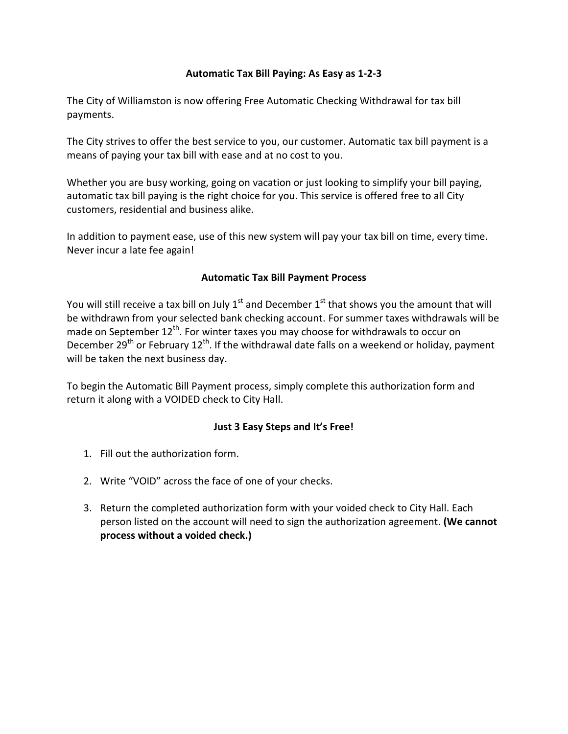## Automatic Tax Bill Paying: As Easy as 1-2-3

The City of Williamston is now offering Free Automatic Checking Withdrawal for tax bill payments.

The City strives to offer the best service to you, our customer. Automatic tax bill payment is a means of paying your tax bill with ease and at no cost to you.

Whether you are busy working, going on vacation or just looking to simplify your bill paying, automatic tax bill paying is the right choice for you. This service is offered free to all City customers, residential and business alike.

In addition to payment ease, use of this new system will pay your tax bill on time, every time. Never incur a late fee again!

### Automatic Tax Bill Payment Process

You will still receive a tax bill on July 1st and December 1st that shows you the amount that will be withdrawn from your selected bank checking account. For summer taxes withdrawals will be made on September 12th. For winter taxes you may choose for withdrawals to occur on December 29th or February 12th. If the withdrawal date falls on a weekend or holiday, payment will be taken the next business day.

To begin the Automatic Bill Payment process, simply complete this authorization form and return it along with a VOIDED check to City Hall.

### Just 3 Easy Steps and It's Free!

1. Fill out the authorization form.

2. Write "VOID" across the face of one of your checks.

3. Return the completed authorization form with your voided check to City Hall. Each person listed on the account will need to sign the authorization agreement. **(We cannot process without a voided check.)**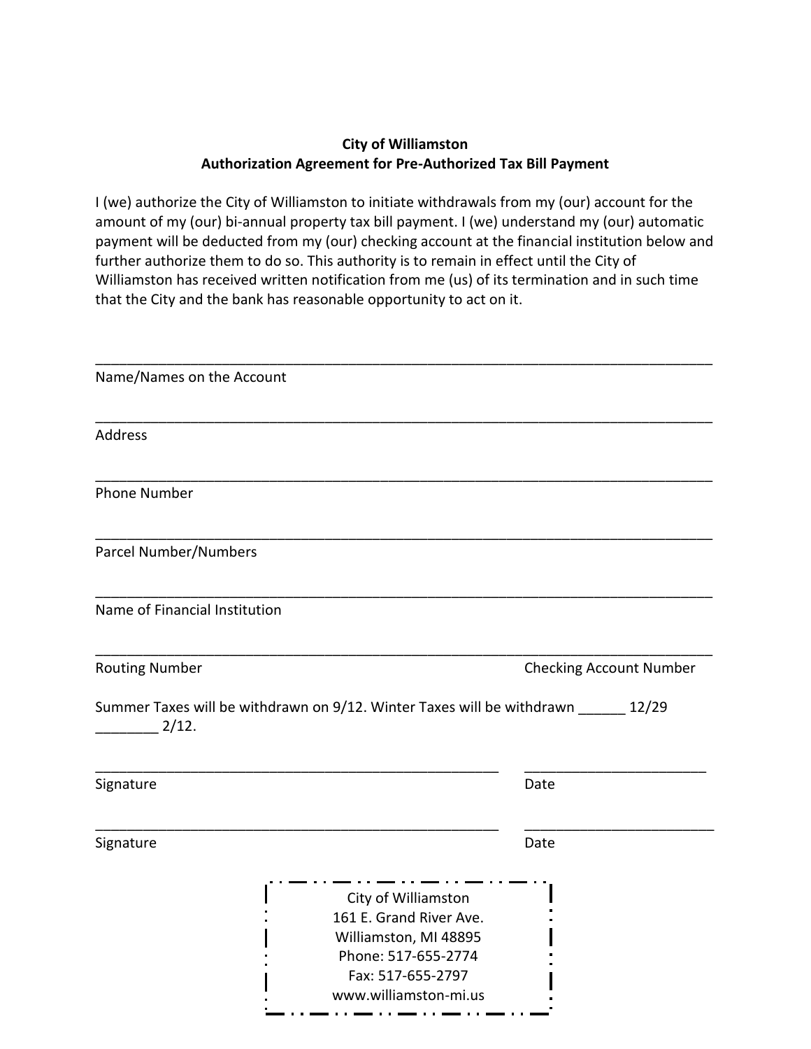**City of Williamston**
**Authorization Agreement for Pre-Authorized Tax Bill Payment**

I (we) authorize the City of Williamston to initiate withdrawals from my (our) account for the amount of my (our) bi-annual property tax bill payment. I (we) understand my (our) automatic payment will be deducted from my (our) checking account at the financial institution below and further authorize them to do so. This authority is to remain in effect until the City of Williamston has received written notification from me (us) of its termination and in such time that the City and the bank has reasonable opportunity to act on it.

\_\_\_\_\_\_\_\_\_\_\_\_\_\_\_\_\_\_\_\_\_\_\_\_\_\_\_\_\_\_\_\_\_\_\_\_\_\_\_\_\_\_\_\_\_\_\_\_\_\_\_\_\_\_\_\_\_\_\_\_\_\_\_\_\_\_\_\_\_\_\_\_\_\_\_\_\_\_

Name/Names on the Account

\_\_\_\_\_\_\_\_\_\_\_\_\_\_\_\_\_\_\_\_\_\_\_\_\_\_\_\_\_\_\_\_\_\_\_\_\_\_\_\_\_\_\_\_\_\_\_\_\_\_\_\_\_\_\_\_\_\_\_\_\_\_\_\_\_\_\_\_\_\_\_\_\_\_\_\_\_\_

Address

\_\_\_\_\_\_\_\_\_\_\_\_\_\_\_\_\_\_\_\_\_\_\_\_\_\_\_\_\_\_\_\_\_\_\_\_\_\_\_\_\_\_\_\_\_\_\_\_\_\_\_\_\_\_\_\_\_\_\_\_\_\_\_\_\_\_\_\_\_\_\_\_\_\_\_\_\_\_

Phone Number

\_\_\_\_\_\_\_\_\_\_\_\_\_\_\_\_\_\_\_\_\_\_\_\_\_\_\_\_\_\_\_\_\_\_\_\_\_\_\_\_\_\_\_\_\_\_\_\_\_\_\_\_\_\_\_\_\_\_\_\_\_\_\_\_\_\_\_\_\_\_\_\_\_\_\_\_\_\_

Parcel Number/Numbers

\_\_\_\_\_\_\_\_\_\_\_\_\_\_\_\_\_\_\_\_\_\_\_\_\_\_\_\_\_\_\_\_\_\_\_\_\_\_\_\_\_\_\_\_\_\_\_\_\_\_\_\_\_\_\_\_\_\_\_\_\_\_\_\_\_\_\_\_\_\_\_\_\_\_\_\_\_\_

Name of Financial Institution

\_\_\_\_\_\_\_\_\_\_\_\_\_\_\_\_\_\_\_\_\_\_\_\_\_\_\_\_\_\_\_\_\_\_\_\_\_\_\_\_\_\_\_\_\_\_\_\_\_\_\_\_\_\_\_\_\_\_\_\_\_\_\_\_\_\_\_\_\_\_\_\_\_\_\_\_\_\_

Routing Number                                                                 Checking Account Number

Summer Taxes will be withdrawn on 9/12. Winter Taxes will be withdrawn \_\_\_\_\_\_ 12/29 \_\_\_\_\_\_\_\_ 2/12.

\_\_\_\_\_\_\_\_\_\_\_\_\_\_\_\_\_\_\_\_\_\_\_\_\_\_\_\_\_\_\_\_\_\_\_\_\_\_\_\_\_\_\_\_\_\_\_\_\_\_\_\_\_     \_\_\_\_\_\_\_\_\_\_\_\_\_\_\_\_\_\_\_\_\_\_\_\_

Signature                                                                      Date

\_\_\_\_\_\_\_\_\_\_\_\_\_\_\_\_\_\_\_\_\_\_\_\_\_\_\_\_\_\_\_\_\_\_\_\_\_\_\_\_\_\_\_\_\_\_\_\_\_\_\_\_\_     \_\_\_\_\_\_\_\_\_\_\_\_\_\_\_\_\_\_\_\_\_\_\_\_

Signature                                                                      Date

City of Williamston
161 E. Grand River Ave.
Williamston, MI 48895
Phone: 517-655-2774
Fax: 517-655-2797
www.williamston-mi.us